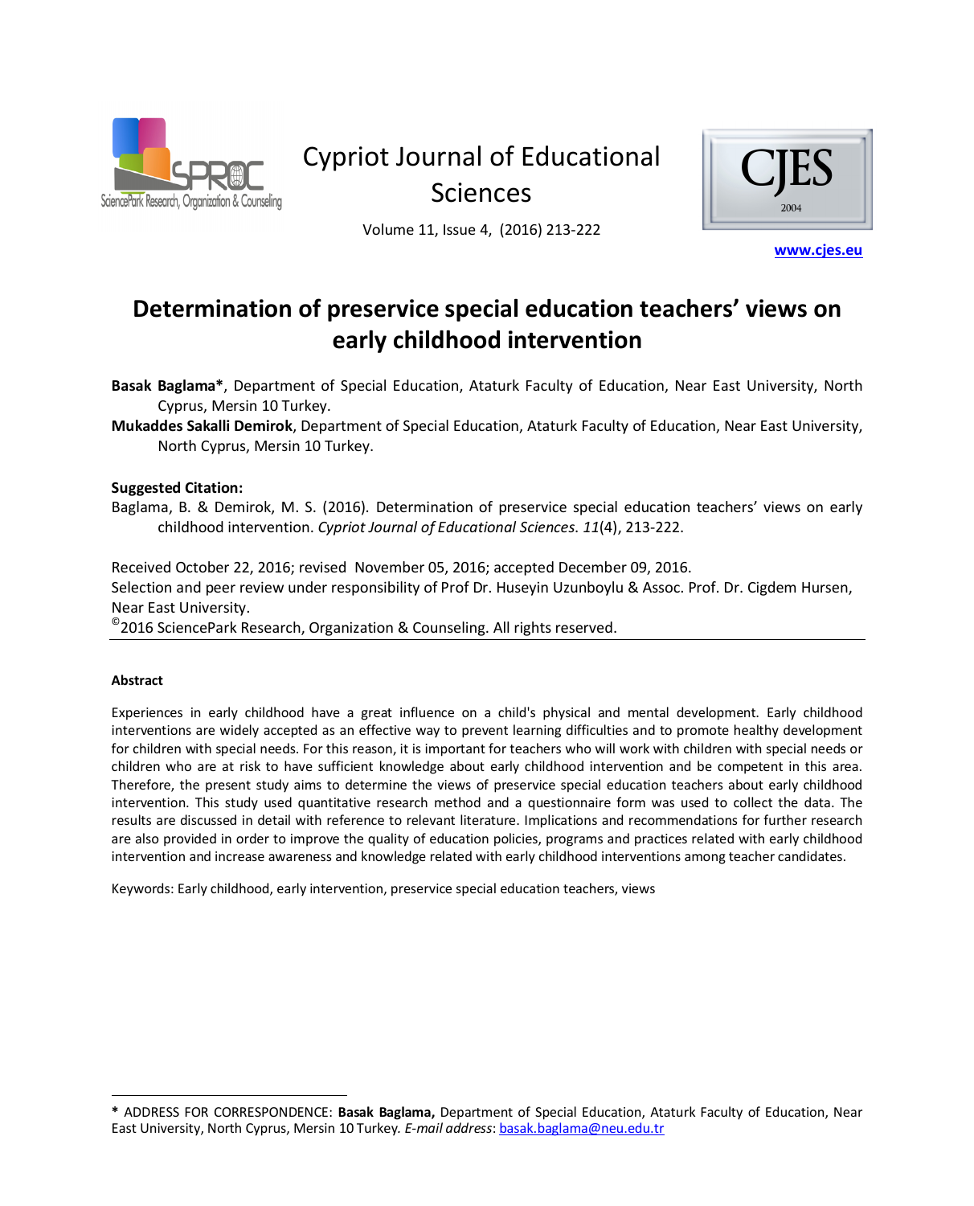# Determination of preservice special education teachers' views on early childhood intervention

**Basak Baglama***, Department of Special Education, Ataturk Faculty of Education, Near East University, North Cyprus, Mersin 10 Turkey.

**Mukaddes Sakalli Demirok**, Department of Special Education, Ataturk Faculty of Education, Near East University, North Cyprus, Mersin 10 Turkey.

**Suggested Citation:**

Baglama, B. & Demirok, M. S. (2016). Determination of preservice special education teachers' views on early childhood intervention. *Cypriot Journal of Educational Sciences*. *11*(4), 213-222.

Received October 22, 2016; revised November 05, 2016; accepted December 09, 2016.

Selection and peer review under responsibility of Prof Dr. Huseyin Uzunboylu & Assoc. Prof. Dr. Cigdem Hursen, Near East University.

©2016 SciencePark Research, Organization & Counseling. All rights reserved.

#### Abstract

Experiences in early childhood have a great influence on a child's physical and mental development. Early childhood interventions are widely accepted as an effective way to prevent learning difficulties and to promote healthy development for children with special needs. For this reason, it is important for teachers who will work with children with special needs or children who are at risk to have sufficient knowledge about early childhood intervention and be competent in this area. Therefore, the present study aims to determine the views of preservice special education teachers about early childhood intervention. This study used quantitative research method and a questionnaire form was used to collect the data. The results are discussed in detail with reference to relevant literature. Implications and recommendations for further research are also provided in order to improve the quality of education policies, programs and practices related with early childhood intervention and increase awareness and knowledge related with early childhood interventions among teacher candidates.

Keywords: Early childhood, early intervention, preservice special education teachers, views

---

**\*** ADDRESS FOR CORRESPONDENCE: **Basak Baglama,** Department of Special Education, Ataturk Faculty of Education, Near East University, North Cyprus, Mersin 10 Turkey. *E-mail address*: basak.baglama@neu.edu.tr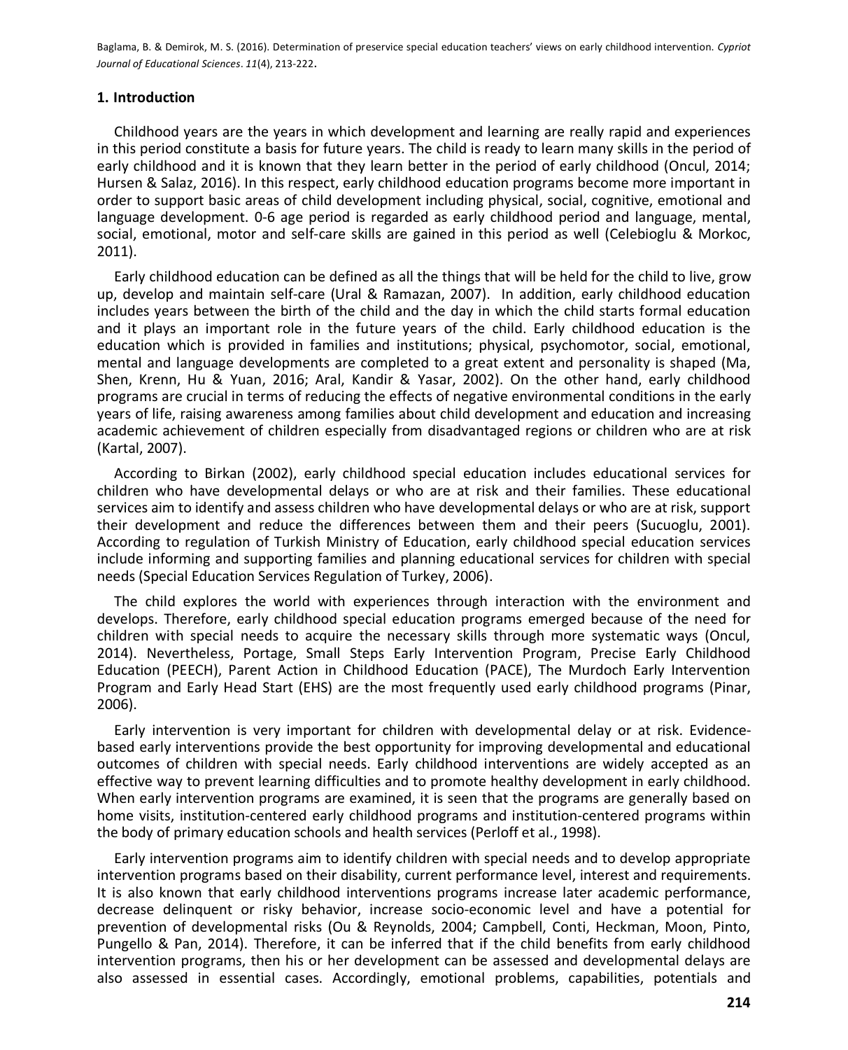## 1. Introduction

Childhood years are the years in which development and learning are really rapid and experiences in this period constitute a basis for future years. The child is ready to learn many skills in the period of early childhood and it is known that they learn better in the period of early childhood (Oncul, 2014; Hursen & Salaz, 2016). In this respect, early childhood education programs become more important in order to support basic areas of child development including physical, social, cognitive, emotional and language development. 0-6 age period is regarded as early childhood period and language, mental, social, emotional, motor and self-care skills are gained in this period as well (Celebioglu & Morkoc, 2011).

Early childhood education can be defined as all the things that will be held for the child to live, grow up, develop and maintain self-care (Ural & Ramazan, 2007). In addition, early childhood education includes years between the birth of the child and the day in which the child starts formal education and it plays an important role in the future years of the child. Early childhood education is the education which is provided in families and institutions; physical, psychomotor, social, emotional, mental and language developments are completed to a great extent and personality is shaped (Ma, Shen, Krenn, Hu & Yuan, 2016; Aral, Kandir & Yasar, 2002). On the other hand, early childhood programs are crucial in terms of reducing the effects of negative environmental conditions in the early years of life, raising awareness among families about child development and education and increasing academic achievement of children especially from disadvantaged regions or children who are at risk (Kartal, 2007).

According to Birkan (2002), early childhood special education includes educational services for children who have developmental delays or who are at risk and their families. These educational services aim to identify and assess children who have developmental delays or who are at risk, support their development and reduce the differences between them and their peers (Sucuoglu, 2001). According to regulation of Turkish Ministry of Education, early childhood special education services include informing and supporting families and planning educational services for children with special needs (Special Education Services Regulation of Turkey, 2006).

The child explores the world with experiences through interaction with the environment and develops. Therefore, early childhood special education programs emerged because of the need for children with special needs to acquire the necessary skills through more systematic ways (Oncul, 2014). Nevertheless, Portage, Small Steps Early Intervention Program, Precise Early Childhood Education (PEECH), Parent Action in Childhood Education (PACE), The Murdoch Early Intervention Program and Early Head Start (EHS) are the most frequently used early childhood programs (Pinar, 2006).

Early intervention is very important for children with developmental delay or at risk. Evidence-based early interventions provide the best opportunity for improving developmental and educational outcomes of children with special needs. Early childhood interventions are widely accepted as an effective way to prevent learning difficulties and to promote healthy development in early childhood. When early intervention programs are examined, it is seen that the programs are generally based on home visits, institution-centered early childhood programs and institution-centered programs within the body of primary education schools and health services (Perloff et al., 1998).

Early intervention programs aim to identify children with special needs and to develop appropriate intervention programs based on their disability, current performance level, interest and requirements. It is also known that early childhood interventions programs increase later academic performance, decrease delinquent or risky behavior, increase socio-economic level and have a potential for prevention of developmental risks (Ou & Reynolds, 2004; Campbell, Conti, Heckman, Moon, Pinto, Pungello & Pan, 2014). Therefore, it can be inferred that if the child benefits from early childhood intervention programs, then his or her development can be assessed and developmental delays are also assessed in essential cases. Accordingly, emotional problems, capabilities, potentials and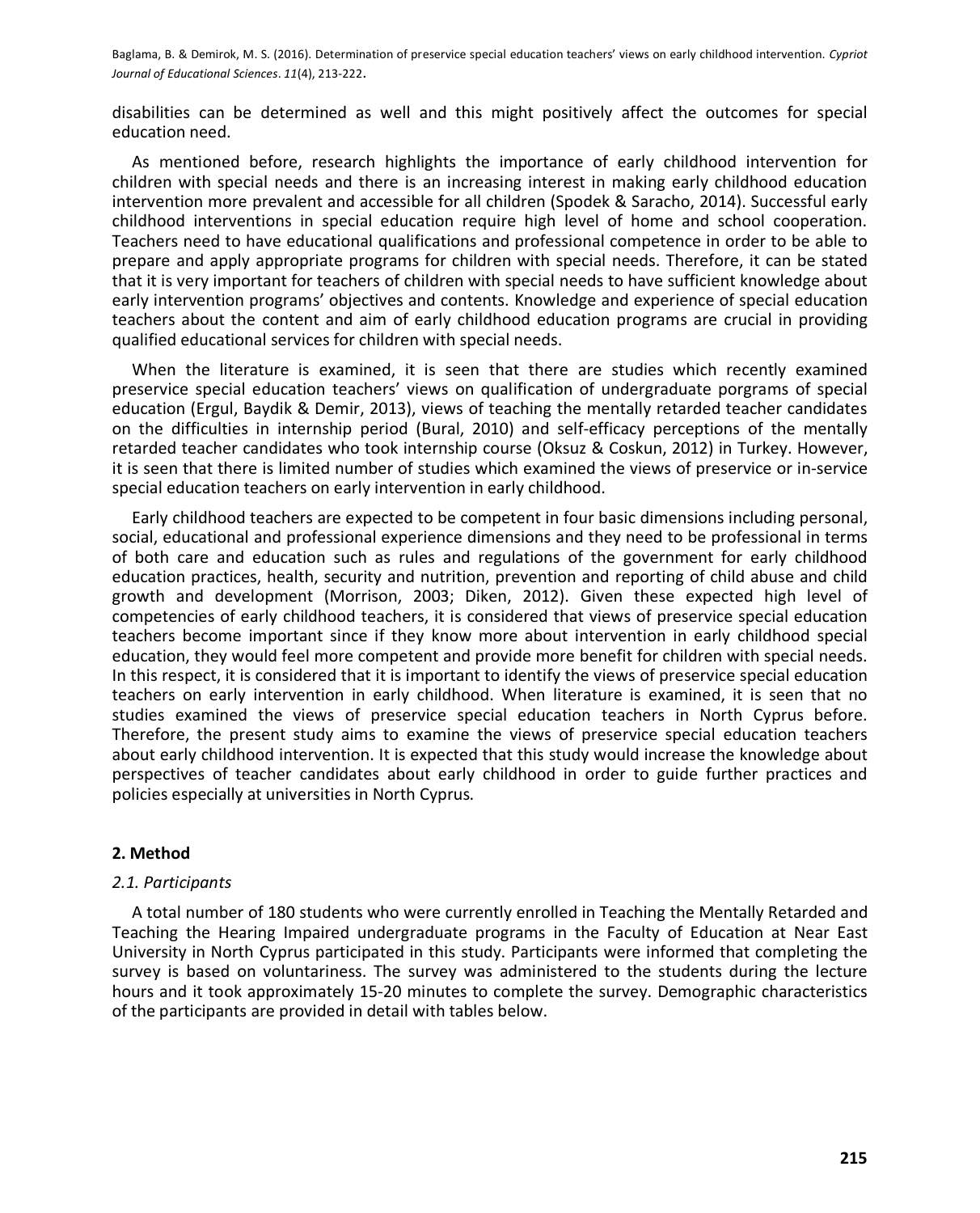disabilities can be determined as well and this might positively affect the outcomes for special education need.

As mentioned before, research highlights the importance of early childhood intervention for children with special needs and there is an increasing interest in making early childhood education intervention more prevalent and accessible for all children (Spodek & Saracho, 2014). Successful early childhood interventions in special education require high level of home and school cooperation. Teachers need to have educational qualifications and professional competence in order to be able to prepare and apply appropriate programs for children with special needs. Therefore, it can be stated that it is very important for teachers of children with special needs to have sufficient knowledge about early intervention programs' objectives and contents. Knowledge and experience of special education teachers about the content and aim of early childhood education programs are crucial in providing qualified educational services for children with special needs.

When the literature is examined, it is seen that there are studies which recently examined preservice special education teachers' views on qualification of undergraduate porgrams of special education (Ergul, Baydik & Demir, 2013), views of teaching the mentally retarded teacher candidates on the difficulties in internship period (Bural, 2010) and self-efficacy perceptions of the mentally retarded teacher candidates who took internship course (Oksuz & Coskun, 2012) in Turkey. However, it is seen that there is limited number of studies which examined the views of preservice or in-service special education teachers on early intervention in early childhood.

Early childhood teachers are expected to be competent in four basic dimensions including personal, social, educational and professional experience dimensions and they need to be professional in terms of both care and education such as rules and regulations of the government for early childhood education practices, health, security and nutrition, prevention and reporting of child abuse and child growth and development (Morrison, 2003; Diken, 2012). Given these expected high level of competencies of early childhood teachers, it is considered that views of preservice special education teachers become important since if they know more about intervention in early childhood special education, they would feel more competent and provide more benefit for children with special needs. In this respect, it is considered that it is important to identify the views of preservice special education teachers on early intervention in early childhood. When literature is examined, it is seen that no studies examined the views of preservice special education teachers in North Cyprus before. Therefore, the present study aims to examine the views of preservice special education teachers about early childhood intervention. It is expected that this study would increase the knowledge about perspectives of teacher candidates about early childhood in order to guide further practices and policies especially at universities in North Cyprus.

## 2. Method

### *2.1. Participants*

A total number of 180 students who were currently enrolled in Teaching the Mentally Retarded and Teaching the Hearing Impaired undergraduate programs in the Faculty of Education at Near East University in North Cyprus participated in this study. Participants were informed that completing the survey is based on voluntariness. The survey was administered to the students during the lecture hours and it took approximately 15-20 minutes to complete the survey. Demographic characteristics of the participants are provided in detail with tables below.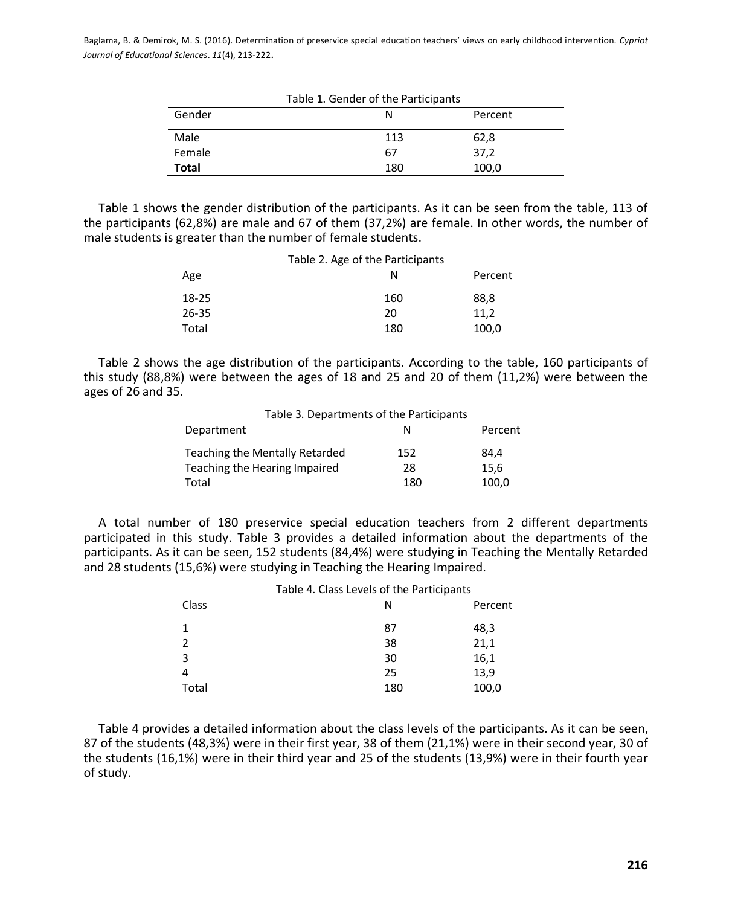Table 1. Gender of the Participants

| Gender | N | Percent |
|---|---|---|
| Male | 113 | 62,8 |
| Female | 67 | 37,2 |
| **Total** | 180 | 100,0 |

Table 1 shows the gender distribution of the participants. As it can be seen from the table, 113 of the participants (62,8%) are male and 67 of them (37,2%) are female. In other words, the number of male students is greater than the number of female students.

Table 2. Age of the Participants

| Age | N | Percent |
|---|---|---|
| 18-25 | 160 | 88,8 |
| 26-35 | 20 | 11,2 |
| Total | 180 | 100,0 |

Table 2 shows the age distribution of the participants. According to the table, 160 participants of this study (88,8%) were between the ages of 18 and 25 and 20 of them (11,2%) were between the ages of 26 and 35.

Table 3. Departments of the Participants

| Department | N | Percent |
|---|---|---|
| Teaching the Mentally Retarded | 152 | 84,4 |
| Teaching the Hearing Impaired | 28 | 15,6 |
| Total | 180 | 100,0 |

A total number of 180 preservice special education teachers from 2 different departments participated in this study. Table 3 provides a detailed information about the departments of the participants. As it can be seen, 152 students (84,4%) were studying in Teaching the Mentally Retarded and 28 students (15,6%) were studying in Teaching the Hearing Impaired.

Table 4. Class Levels of the Participants

| Class | N | Percent |
|---|---|---|
| 1 | 87 | 48,3 |
| 2 | 38 | 21,1 |
| 3 | 30 | 16,1 |
| 4 | 25 | 13,9 |
| Total | 180 | 100,0 |

Table 4 provides a detailed information about the class levels of the participants. As it can be seen, 87 of the students (48,3%) were in their first year, 38 of them (21,1%) were in their second year, 30 of the students (16,1%) were in their third year and 25 of the students (13,9%) were in their fourth year of study.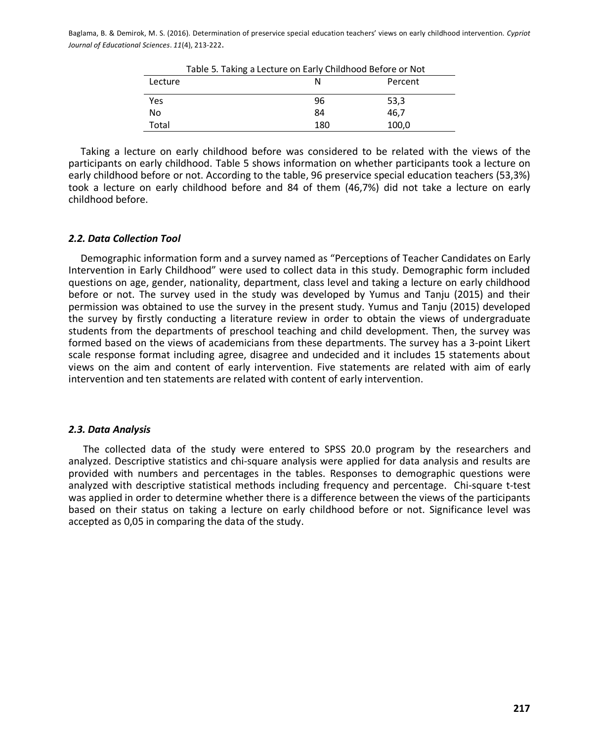Table 5. Taking a Lecture on Early Childhood Before or Not

| Lecture | N | Percent |
|---|---|---|
| Yes | 96 | 53,3 |
| No | 84 | 46,7 |
| Total | 180 | 100,0 |

Taking a lecture on early childhood before was considered to be related with the views of the participants on early childhood. Table 5 shows information on whether participants took a lecture on early childhood before or not. According to the table, 96 preservice special education teachers (53,3%) took a lecture on early childhood before and 84 of them (46,7%) did not take a lecture on early childhood before.

### *2.2. Data Collection Tool*

Demographic information form and a survey named as "Perceptions of Teacher Candidates on Early Intervention in Early Childhood" were used to collect data in this study. Demographic form included questions on age, gender, nationality, department, class level and taking a lecture on early childhood before or not. The survey used in the study was developed by Yumus and Tanju (2015) and their permission was obtained to use the survey in the present study. Yumus and Tanju (2015) developed the survey by firstly conducting a literature review in order to obtain the views of undergraduate students from the departments of preschool teaching and child development. Then, the survey was formed based on the views of academicians from these departments. The survey has a 3-point Likert scale response format including agree, disagree and undecided and it includes 15 statements about views on the aim and content of early intervention. Five statements are related with aim of early intervention and ten statements are related with content of early intervention.

### *2.3. Data Analysis*

The collected data of the study were entered to SPSS 20.0 program by the researchers and analyzed. Descriptive statistics and chi-square analysis were applied for data analysis and results are provided with numbers and percentages in the tables. Responses to demographic questions were analyzed with descriptive statistical methods including frequency and percentage. Chi-square t-test was applied in order to determine whether there is a difference between the views of the participants based on their status on taking a lecture on early childhood before or not. Significance level was accepted as 0,05 in comparing the data of the study.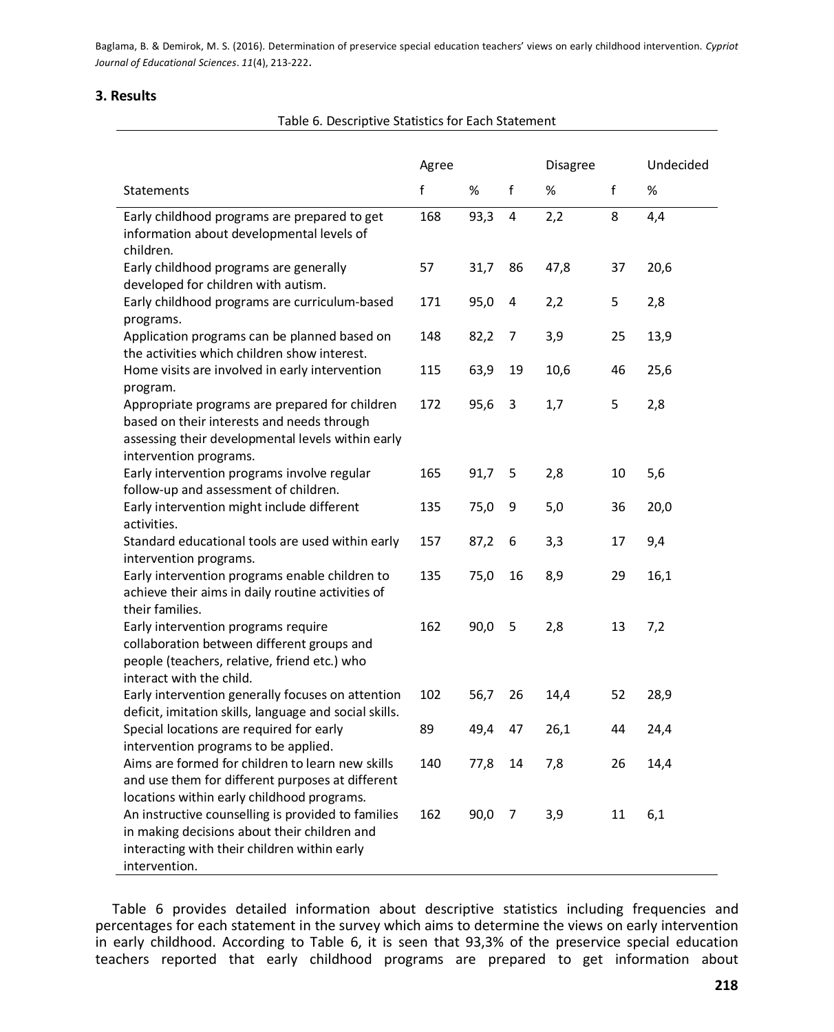## 3. Results

Table 6. Descriptive Statistics for Each Statement

| Statements | Agree | | Disagree | | Undecided | |
|---|---|---|---|---|---|---|
| | f | % | f | % | f | % |
| Early childhood programs are prepared to get information about developmental levels of children. | 168 | 93,3 | 4 | 2,2 | 8 | 4,4 |
| Early childhood programs are generally developed for children with autism. | 57 | 31,7 | 86 | 47,8 | 37 | 20,6 |
| Early childhood programs are curriculum-based programs. | 171 | 95,0 | 4 | 2,2 | 5 | 2,8 |
| Application programs can be planned based on the activities which children show interest. | 148 | 82,2 | 7 | 3,9 | 25 | 13,9 |
| Home visits are involved in early intervention program. | 115 | 63,9 | 19 | 10,6 | 46 | 25,6 |
| Appropriate programs are prepared for children based on their interests and needs through assessing their developmental levels within early intervention programs. | 172 | 95,6 | 3 | 1,7 | 5 | 2,8 |
| Early intervention programs involve regular follow-up and assessment of children. | 165 | 91,7 | 5 | 2,8 | 10 | 5,6 |
| Early intervention might include different activities. | 135 | 75,0 | 9 | 5,0 | 36 | 20,0 |
| Standard educational tools are used within early intervention programs. | 157 | 87,2 | 6 | 3,3 | 17 | 9,4 |
| Early intervention programs enable children to achieve their aims in daily routine activities of their families. | 135 | 75,0 | 16 | 8,9 | 29 | 16,1 |
| Early intervention programs require collaboration between different groups and people (teachers, relative, friend etc.) who interact with the child. | 162 | 90,0 | 5 | 2,8 | 13 | 7,2 |
| Early intervention generally focuses on attention deficit, imitation skills, language and social skills. | 102 | 56,7 | 26 | 14,4 | 52 | 28,9 |
| Special locations are required for early intervention programs to be applied. | 89 | 49,4 | 47 | 26,1 | 44 | 24,4 |
| Aims are formed for children to learn new skills and use them for different purposes at different locations within early childhood programs. | 140 | 77,8 | 14 | 7,8 | 26 | 14,4 |
| An instructive counselling is provided to families in making decisions about their children and interacting with their children within early intervention. | 162 | 90,0 | 7 | 3,9 | 11 | 6,1 |

Table 6 provides detailed information about descriptive statistics including frequencies and percentages for each statement in the survey which aims to determine the views on early intervention in early childhood. According to Table 6, it is seen that 93,3% of the preservice special education teachers reported that early childhood programs are prepared to get information about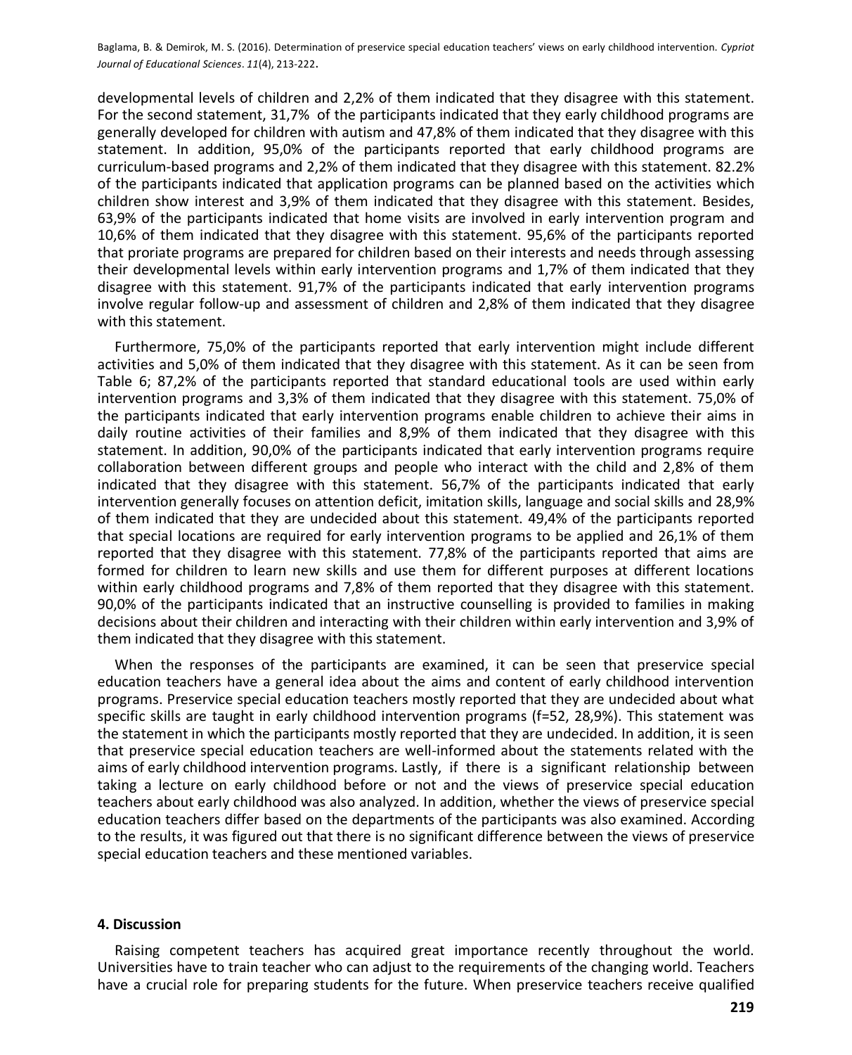developmental levels of children and 2,2% of them indicated that they disagree with this statement. For the second statement, 31,7% of the participants indicated that they early childhood programs are generally developed for children with autism and 47,8% of them indicated that they disagree with this statement. In addition, 95,0% of the participants reported that early childhood programs are curriculum-based programs and 2,2% of them indicated that they disagree with this statement. 82.2% of the participants indicated that application programs can be planned based on the activities which children show interest and 3,9% of them indicated that they disagree with this statement. Besides, 63,9% of the participants indicated that home visits are involved in early intervention program and 10,6% of them indicated that they disagree with this statement. 95,6% of the participants reported that proriate programs are prepared for children based on their interests and needs through assessing their developmental levels within early intervention programs and 1,7% of them indicated that they disagree with this statement. 91,7% of the participants indicated that early intervention programs involve regular follow-up and assessment of children and 2,8% of them indicated that they disagree with this statement.

Furthermore, 75,0% of the participants reported that early intervention might include different activities and 5,0% of them indicated that they disagree with this statement. As it can be seen from Table 6; 87,2% of the participants reported that standard educational tools are used within early intervention programs and 3,3% of them indicated that they disagree with this statement. 75,0% of the participants indicated that early intervention programs enable children to achieve their aims in daily routine activities of their families and 8,9% of them indicated that they disagree with this statement. In addition, 90,0% of the participants indicated that early intervention programs require collaboration between different groups and people who interact with the child and 2,8% of them indicated that they disagree with this statement. 56,7% of the participants indicated that early intervention generally focuses on attention deficit, imitation skills, language and social skills and 28,9% of them indicated that they are undecided about this statement. 49,4% of the participants reported that special locations are required for early intervention programs to be applied and 26,1% of them reported that they disagree with this statement. 77,8% of the participants reported that aims are formed for children to learn new skills and use them for different purposes at different locations within early childhood programs and 7,8% of them reported that they disagree with this statement. 90,0% of the participants indicated that an instructive counselling is provided to families in making decisions about their children and interacting with their children within early intervention and 3,9% of them indicated that they disagree with this statement.

When the responses of the participants are examined, it can be seen that preservice special education teachers have a general idea about the aims and content of early childhood intervention programs. Preservice special education teachers mostly reported that they are undecided about what specific skills are taught in early childhood intervention programs (f=52, 28,9%). This statement was the statement in which the participants mostly reported that they are undecided. In addition, it is seen that preservice special education teachers are well-informed about the statements related with the aims of early childhood intervention programs. Lastly, if there is a significant relationship between taking a lecture on early childhood before or not and the views of preservice special education teachers about early childhood was also analyzed. In addition, whether the views of preservice special education teachers differ based on the departments of the participants was also examined. According to the results, it was figured out that there is no significant difference between the views of preservice special education teachers and these mentioned variables.

## 4. Discussion

Raising competent teachers has acquired great importance recently throughout the world. Universities have to train teacher who can adjust to the requirements of the changing world. Teachers have a crucial role for preparing students for the future. When preservice teachers receive qualified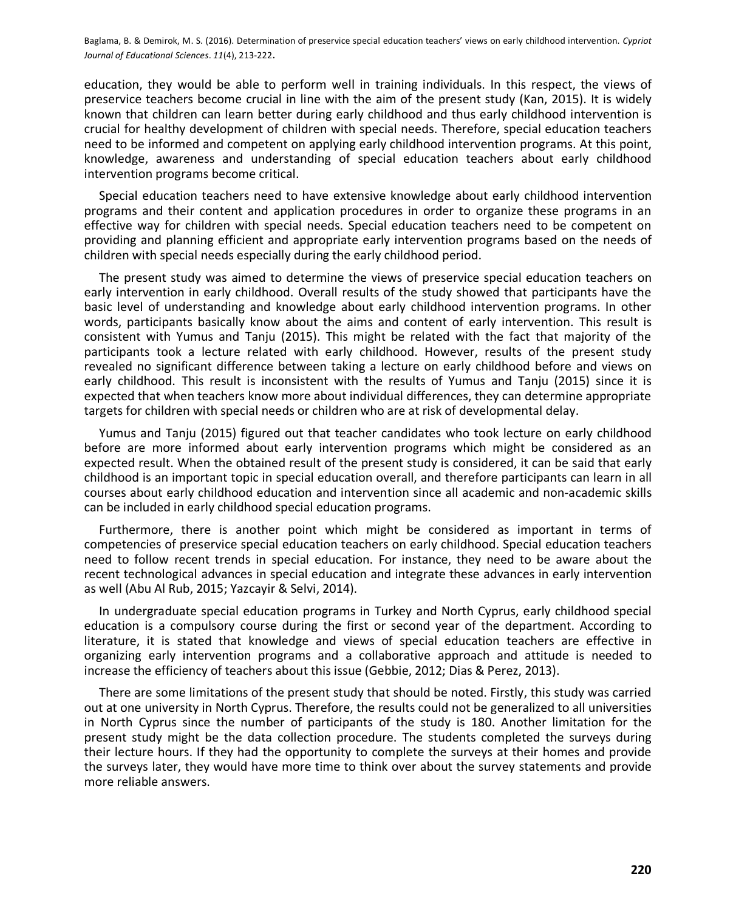education, they would be able to perform well in training individuals. In this respect, the views of preservice teachers become crucial in line with the aim of the present study (Kan, 2015). It is widely known that children can learn better during early childhood and thus early childhood intervention is crucial for healthy development of children with special needs. Therefore, special education teachers need to be informed and competent on applying early childhood intervention programs. At this point, knowledge, awareness and understanding of special education teachers about early childhood intervention programs become critical.

Special education teachers need to have extensive knowledge about early childhood intervention programs and their content and application procedures in order to organize these programs in an effective way for children with special needs. Special education teachers need to be competent on providing and planning efficient and appropriate early intervention programs based on the needs of children with special needs especially during the early childhood period.

The present study was aimed to determine the views of preservice special education teachers on early intervention in early childhood. Overall results of the study showed that participants have the basic level of understanding and knowledge about early childhood intervention programs. In other words, participants basically know about the aims and content of early intervention. This result is consistent with Yumus and Tanju (2015). This might be related with the fact that majority of the participants took a lecture related with early childhood. However, results of the present study revealed no significant difference between taking a lecture on early childhood before and views on early childhood. This result is inconsistent with the results of Yumus and Tanju (2015) since it is expected that when teachers know more about individual differences, they can determine appropriate targets for children with special needs or children who are at risk of developmental delay.

Yumus and Tanju (2015) figured out that teacher candidates who took lecture on early childhood before are more informed about early intervention programs which might be considered as an expected result. When the obtained result of the present study is considered, it can be said that early childhood is an important topic in special education overall, and therefore participants can learn in all courses about early childhood education and intervention since all academic and non-academic skills can be included in early childhood special education programs.

Furthermore, there is another point which might be considered as important in terms of competencies of preservice special education teachers on early childhood. Special education teachers need to follow recent trends in special education. For instance, they need to be aware about the recent technological advances in special education and integrate these advances in early intervention as well (Abu Al Rub, 2015; Yazcayir & Selvi, 2014).

In undergraduate special education programs in Turkey and North Cyprus, early childhood special education is a compulsory course during the first or second year of the department. According to literature, it is stated that knowledge and views of special education teachers are effective in organizing early intervention programs and a collaborative approach and attitude is needed to increase the efficiency of teachers about this issue (Gebbie, 2012; Dias & Perez, 2013).

There are some limitations of the present study that should be noted. Firstly, this study was carried out at one university in North Cyprus. Therefore, the results could not be generalized to all universities in North Cyprus since the number of participants of the study is 180. Another limitation for the present study might be the data collection procedure. The students completed the surveys during their lecture hours. If they had the opportunity to complete the surveys at their homes and provide the surveys later, they would have more time to think over about the survey statements and provide more reliable answers.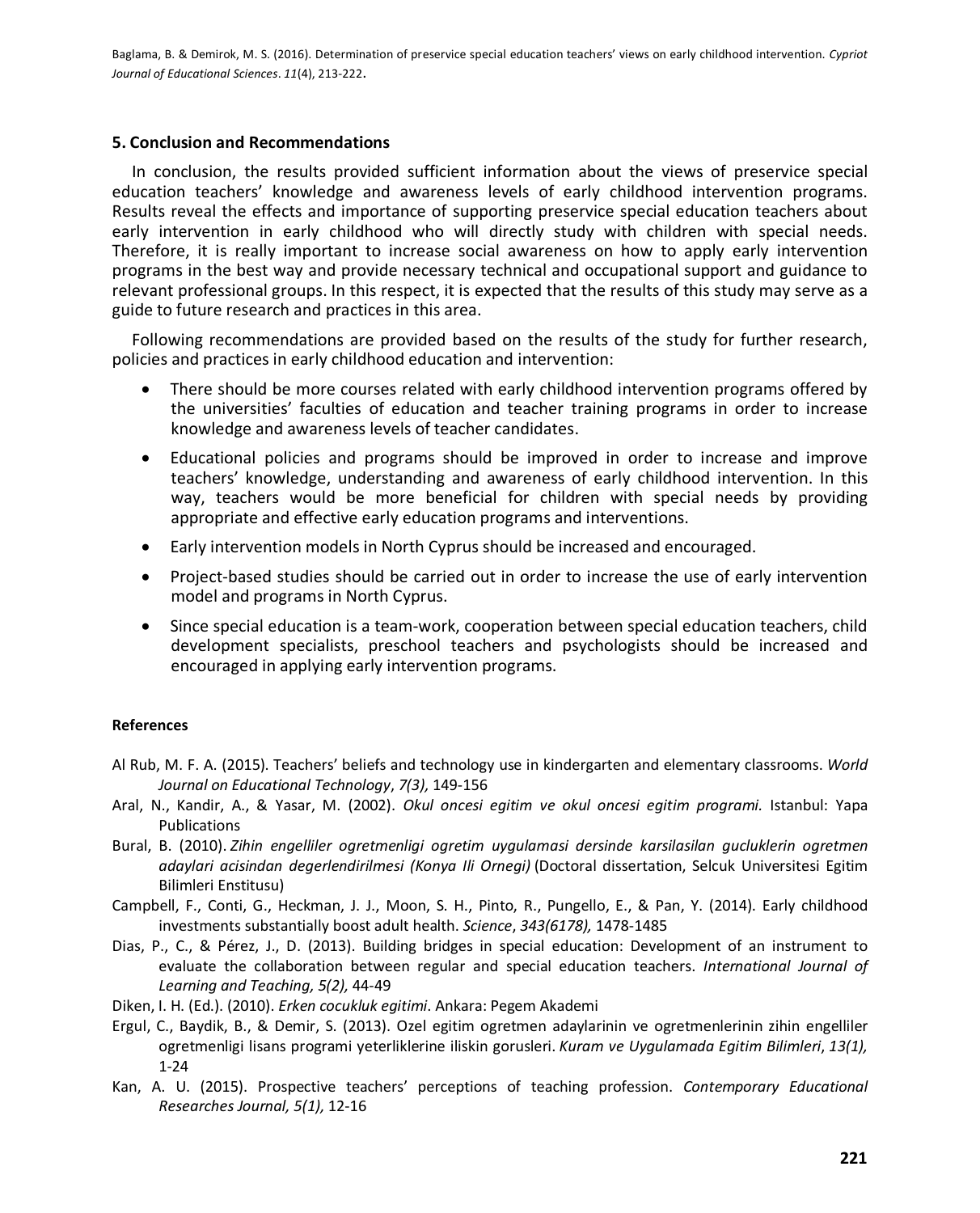## 5. Conclusion and Recommendations

In conclusion, the results provided sufficient information about the views of preservice special education teachers' knowledge and awareness levels of early childhood intervention programs. Results reveal the effects and importance of supporting preservice special education teachers about early intervention in early childhood who will directly study with children with special needs. Therefore, it is really important to increase social awareness on how to apply early intervention programs in the best way and provide necessary technical and occupational support and guidance to relevant professional groups. In this respect, it is expected that the results of this study may serve as a guide to future research and practices in this area.

Following recommendations are provided based on the results of the study for further research, policies and practices in early childhood education and intervention:

- There should be more courses related with early childhood intervention programs offered by the universities' faculties of education and teacher training programs in order to increase knowledge and awareness levels of teacher candidates.
- Educational policies and programs should be improved in order to increase and improve teachers' knowledge, understanding and awareness of early childhood intervention. In this way, teachers would be more beneficial for children with special needs by providing appropriate and effective early education programs and interventions.
- Early intervention models in North Cyprus should be increased and encouraged.
- Project-based studies should be carried out in order to increase the use of early intervention model and programs in North Cyprus.
- Since special education is a team-work, cooperation between special education teachers, child development specialists, preschool teachers and psychologists should be increased and encouraged in applying early intervention programs.

#### References

Al Rub, M. F. A. (2015). Teachers' beliefs and technology use in kindergarten and elementary classrooms. *World Journal on Educational Technology*, *7(3),* 149-156

Aral, N., Kandir, A., & Yasar, M. (2002). *Okul oncesi egitim ve okul oncesi egitim programi.* Istanbul: Yapa Publications

Bural, B. (2010). *Zihin engelliler ogretmenligi ogretim uygulamasi dersinde karsilasilan gucluklerin ogretmen adaylari acisindan degerlendirilmesi (Konya Ili Ornegi)* (Doctoral dissertation, Selcuk Universitesi Egitim Bilimleri Enstitusu)

Campbell, F., Conti, G., Heckman, J. J., Moon, S. H., Pinto, R., Pungello, E., & Pan, Y. (2014). Early childhood investments substantially boost adult health. *Science*, *343(6178),* 1478-1485

Dias, P., C., & Pérez, J., D. (2013). Building bridges in special education: Development of an instrument to evaluate the collaboration between regular and special education teachers. *International Journal of Learning and Teaching, 5(2),* 44-49

Diken, I. H. (Ed.). (2010). *Erken cocukluk egitimi*. Ankara: Pegem Akademi

Ergul, C., Baydik, B., & Demir, S. (2013). Ozel egitim ogretmen adaylarinin ve ogretmenlerinin zihin engelliler ogretmenligi lisans programi yeterliklerine iliskin gorusleri. *Kuram ve Uygulamada Egitim Bilimleri*, *13(1),* 1-24

Kan, A. U. (2015). Prospective teachers' perceptions of teaching profession. *Contemporary Educational Researches Journal, 5(1),* 12-16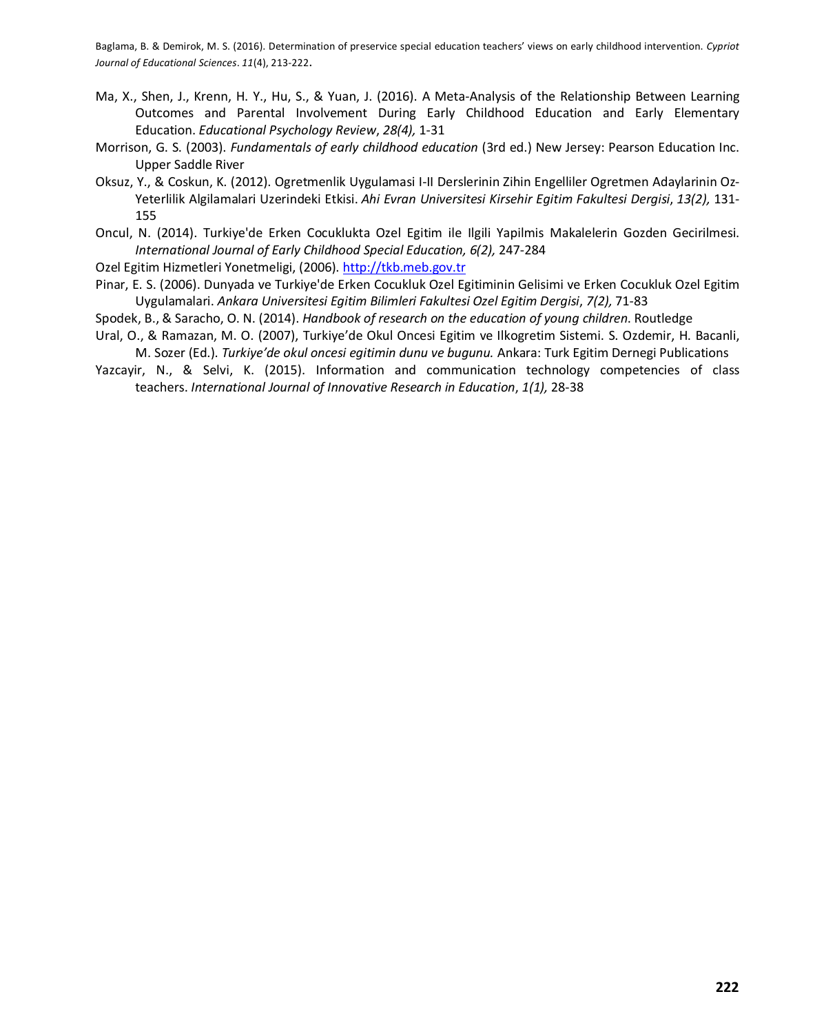Ma, X., Shen, J., Krenn, H. Y., Hu, S., & Yuan, J. (2016). A Meta-Analysis of the Relationship Between Learning Outcomes and Parental Involvement During Early Childhood Education and Early Elementary Education. *Educational Psychology Review*, *28(4),* 1-31

Morrison, G. S. (2003). *Fundamentals of early childhood education* (3rd ed.) New Jersey: Pearson Education Inc. Upper Saddle River

Oksuz, Y., & Coskun, K. (2012). Ogretmenlik Uygulamasi I-II Derslerinin Zihin Engelliler Ogretmen Adaylarinin Oz-Yeterlilik Algilamalari Uzerindeki Etkisi. *Ahi Evran Universitesi Kirsehir Egitim Fakultesi Dergisi*, *13(2),* 131-155

Oncul, N. (2014). Turkiye'de Erken Cocuklukta Ozel Egitim ile Ilgili Yapilmis Makalelerin Gozden Gecirilmesi. *International Journal of Early Childhood Special Education, 6(2),* 247-284

Ozel Egitim Hizmetleri Yonetmeligi, (2006). http://tkb.meb.gov.tr

Pinar, E. S. (2006). Dunyada ve Turkiye'de Erken Cocukluk Ozel Egitiminin Gelisimi ve Erken Cocukluk Ozel Egitim Uygulamalari. *Ankara Universitesi Egitim Bilimleri Fakultesi Ozel Egitim Dergisi*, *7(2),* 71-83

Spodek, B., & Saracho, O. N. (2014). *Handbook of research on the education of young children*. Routledge

Ural, O., & Ramazan, M. O. (2007), Turkiye'de Okul Oncesi Egitim ve Ilkogretim Sistemi. S. Ozdemir, H. Bacanli, M. Sozer (Ed.). *Turkiye'de okul oncesi egitimin dunu ve bugunu.* Ankara: Turk Egitim Dernegi Publications

Yazcayir, N., & Selvi, K. (2015). Information and communication technology competencies of class teachers. *International Journal of Innovative Research in Education*, *1(1),* 28-38